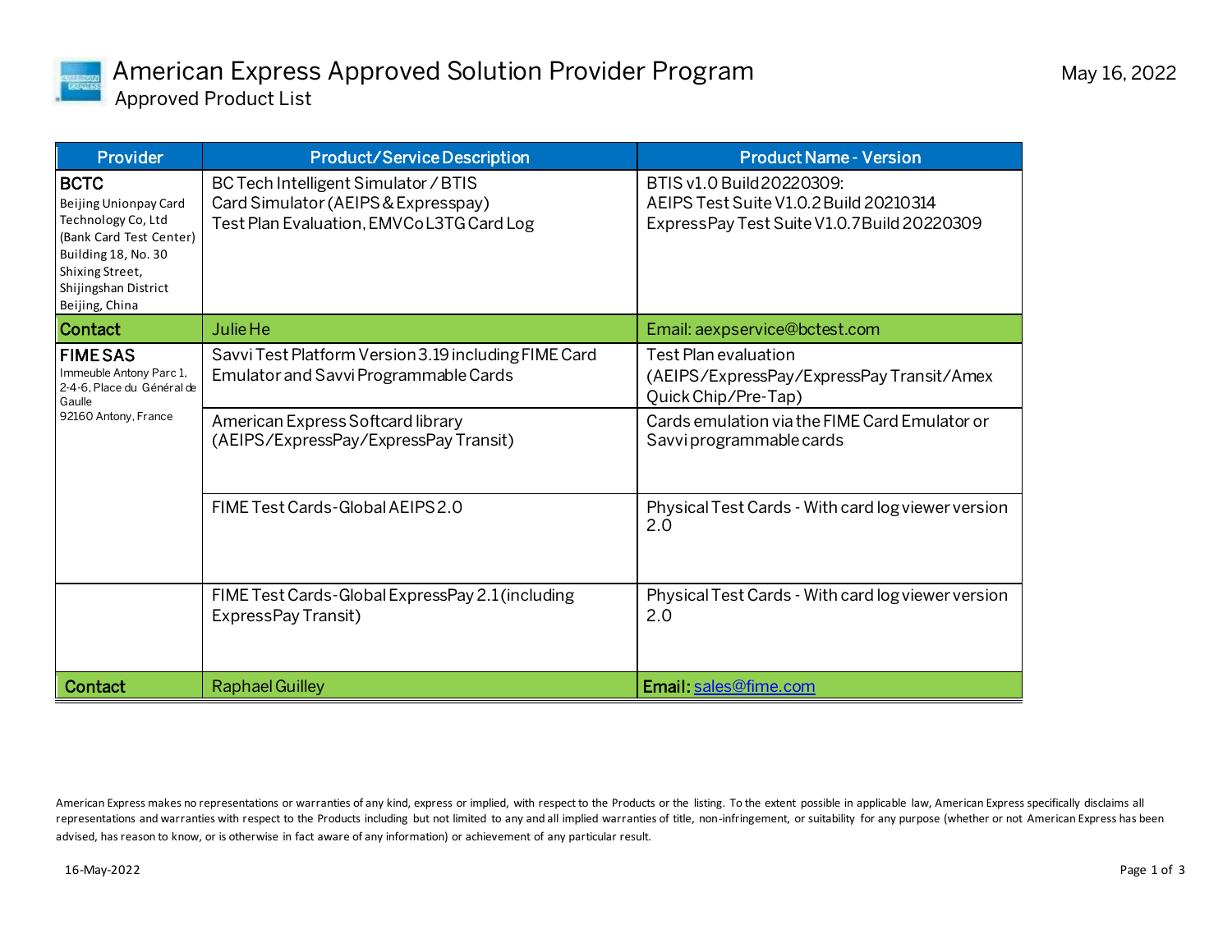# American Express Approved Solution Provider Program

May 16, 2022

## Approved Product List

| Provider | Product/Service Description | Product Name - Version |
|---|---|---|
| **BCTC**<br>Beijing Unionpay Card Technology Co, Ltd (Bank Card Test Center) Building 18, No. 30 Shixing Street, Shijingshan District Beijing, China | BC Tech Intelligent Simulator / BTIS<br>Card Simulator (AEIPS & Expresspay)<br>Test Plan Evaluation, EMVCo L3TG Card Log | BTIS v1.0 Build 20220309:<br>AEIPS Test Suite V1.0.2 Build 20210314<br>ExpressPay Test Suite V1.0.7 Build 20220309 |
| **Contact** | Julie He | Email: aexpservice@bctest.com |
| **FIME SAS**<br>Immeuble Antony Parc 1, 2-4-6, Place du Général de Gaulle<br>92160 Antony, France | Savvi Test Platform Version 3.19 including FIME Card Emulator and Savvi Programmable Cards | Test Plan evaluation (AEIPS/ExpressPay/ExpressPay Transit/Amex Quick Chip/Pre-Tap) |
| | American Express Softcard library (AEIPS/ExpressPay/ExpressPay Transit) | Cards emulation via the FIME Card Emulator or Savvi programmable cards |
| | FIME Test Cards-Global AEIPS 2.0 | Physical Test Cards - With card log viewer version 2.0 |
| | FIME Test Cards-Global ExpressPay 2.1 (including ExpressPay Transit) | Physical Test Cards - With card log viewer version 2.0 |
| **Contact** | Raphael Guilley | **Email:** sales@fime.com |

American Express makes no representations or warranties of any kind, express or implied, with respect to the Products or the listing. To the extent possible in applicable law, American Express specifically disclaims all representations and warranties with respect to the Products including but not limited to any and all implied warranties of title, non-infringement, or suitability for any purpose (whether or not American Express has been advised, has reason to know, or is otherwise in fact aware of any information) or achievement of any particular result.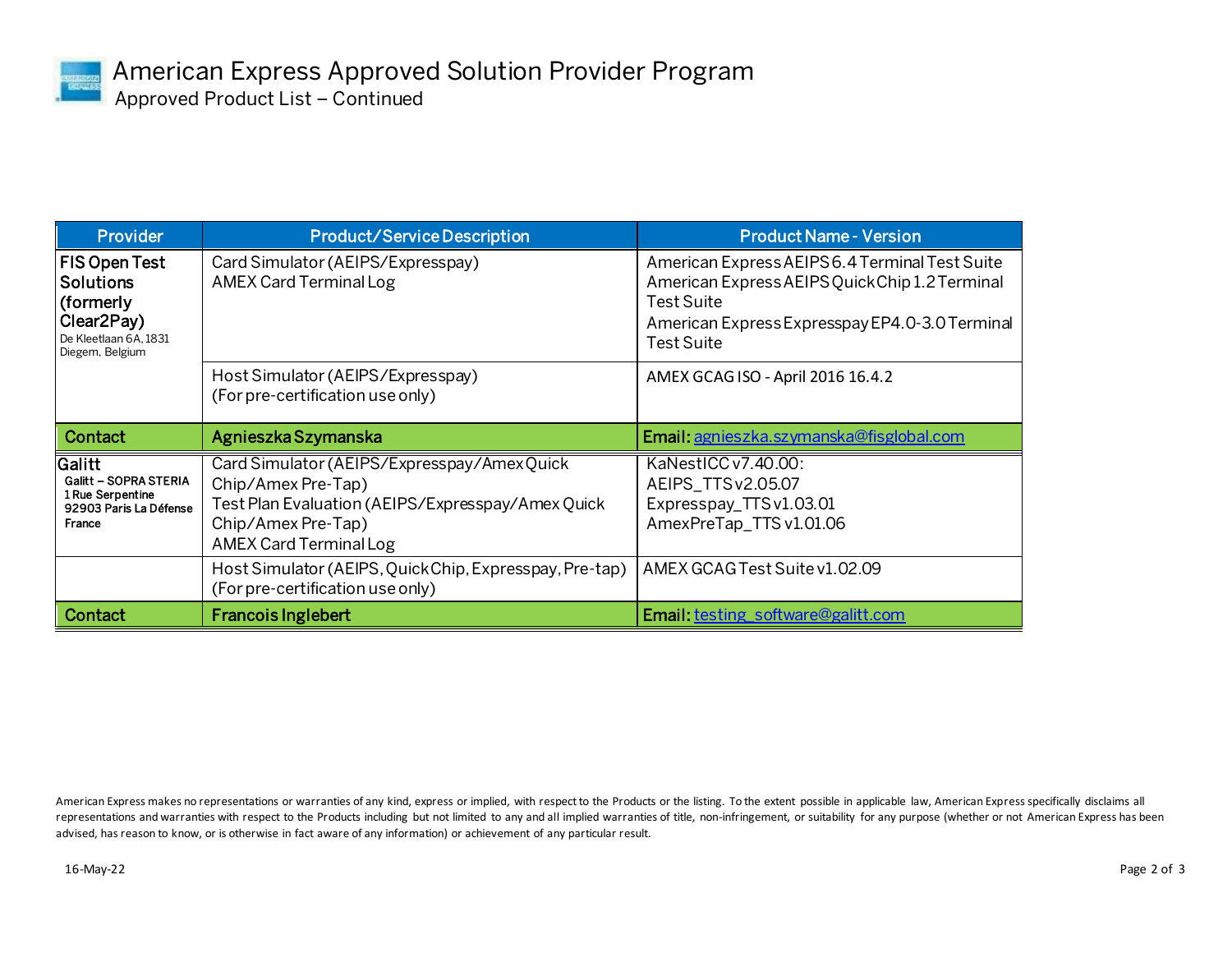# American Express Approved Solution Provider Program

## Approved Product List – Continued

| Provider | Product/Service Description | Product Name - Version |
|---|---|---|
| **FIS Open Test Solutions (formerly Clear2Pay)**<br>De Kleetlaan 6A, 1831 Diegem, Belgium | Card Simulator (AEIPS/Expresspay)<br>AMEX Card Terminal Log | American Express AEIPS 6.4 Terminal Test Suite<br>American Express AEIPS Quick Chip 1.2 Terminal Test Suite<br>American Express Expresspay EP4.0-3.0 Terminal Test Suite |
| | Host Simulator (AEIPS/Expresspay)<br>(For pre-certification use only) | AMEX GCAG ISO - April 2016 16.4.2 |
| **Contact** | **Agnieszka Szymanska** | **Email:** agnieszka.szymanska@fisglobal.com |
| **Galitt**<br>**Galitt – SOPRA STERIA**<br>**1 Rue Serpentine**<br>**92903 Paris La Défense**<br>**France** | Card Simulator (AEIPS/Expresspay/Amex Quick Chip/Amex Pre-Tap)<br>Test Plan Evaluation (AEIPS/Expresspay/Amex Quick Chip/Amex Pre-Tap)<br>AMEX Card Terminal Log | KaNestICC v7.40.00:<br>AEIPS_TTS v2.05.07<br>Expresspay_TTS v1.03.01<br>AmexPreTap_TTS v1.01.06 |
| | Host Simulator (AEIPS, Quick Chip, Expresspay, Pre-tap)<br>(For pre-certification use only) | AMEX GCAG Test Suite v1.02.09 |
| **Contact** | **Francois Inglebert** | **Email:** testing_software@galitt.com |

American Express makes no representations or warranties of any kind, express or implied, with respect to the Products or the listing. To the extent possible in applicable law, American Express specifically disclaims all representations and warranties with respect to the Products including but not limited to any and all implied warranties of title, non-infringement, or suitability for any purpose (whether or not American Express has been advised, has reason to know, or is otherwise in fact aware of any information) or achievement of any particular result.

16-May-22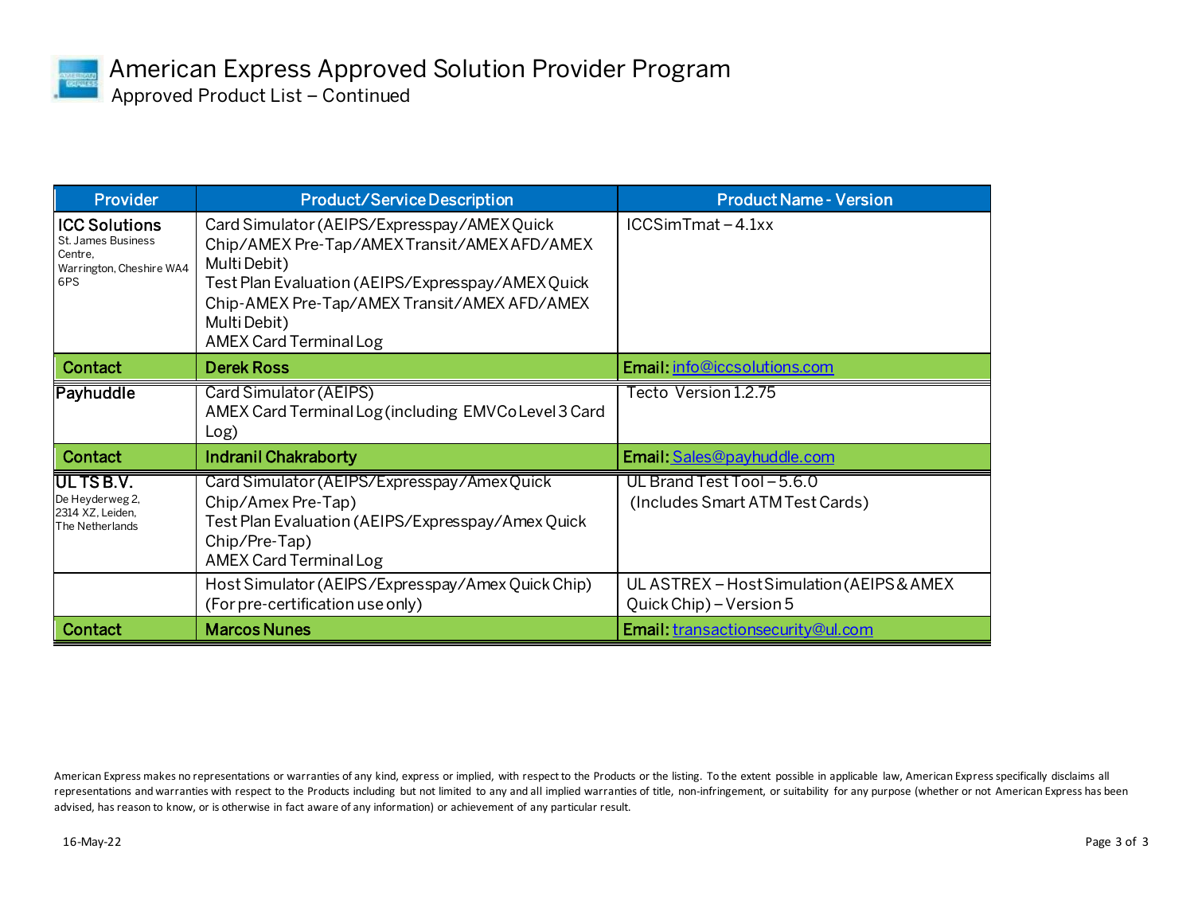# American Express Approved Solution Provider Program

## Approved Product List – Continued

| Provider | Product/Service Description | Product Name - Version |
|---|---|---|
| **ICC Solutions**<br>St. James Business Centre,<br>Warrington, Cheshire WA4 6PS | Card Simulator (AEIPS/Expresspay/AMEX Quick Chip/AMEX Pre-Tap/AMEX Transit/AMEX AFD/AMEX Multi Debit)<br>Test Plan Evaluation (AEIPS/Expresspay/AMEX Quick Chip-AMEX Pre-Tap/AMEX Transit/AMEX AFD/AMEX Multi Debit)<br>AMEX Card Terminal Log | ICCSimTmat – 4.1xx |
| **Contact** | **Derek Ross** | **Email:** info@iccsolutions.com |
| **Payhuddle** | Card Simulator (AEIPS)<br>AMEX Card Terminal Log (including EMVCo Level 3 Card Log) | Tecto Version 1.2.75 |
| **Contact** | **Indranil Chakraborty** | **Email:** Sales@payhuddle.com |
| **UL TS B.V.**<br>De Heyderweg 2,<br>2314 XZ, Leiden,<br>The Netherlands | Card Simulator (AEIPS/Expresspay/Amex Quick Chip/Amex Pre-Tap)<br>Test Plan Evaluation (AEIPS/Expresspay/Amex Quick Chip/Pre-Tap)<br>AMEX Card Terminal Log | UL Brand Test Tool – 5.6.0<br>(Includes Smart ATM Test Cards) |
| | Host Simulator (AEIPS/Expresspay/Amex Quick Chip)<br>(For pre-certification use only) | UL ASTREX – Host Simulation (AEIPS & AMEX Quick Chip) – Version 5 |
| **Contact** | **Marcos Nunes** | **Email:** transactionsecurity@ul.com |

American Express makes no representations or warranties of any kind, express or implied, with respect to the Products or the listing. To the extent possible in applicable law, American Express specifically disclaims all representations and warranties with respect to the Products including but not limited to any and all implied warranties of title, non-infringement, or suitability for any purpose (whether or not American Express has been advised, has reason to know, or is otherwise in fact aware of any information) or achievement of any particular result.

16-May-22